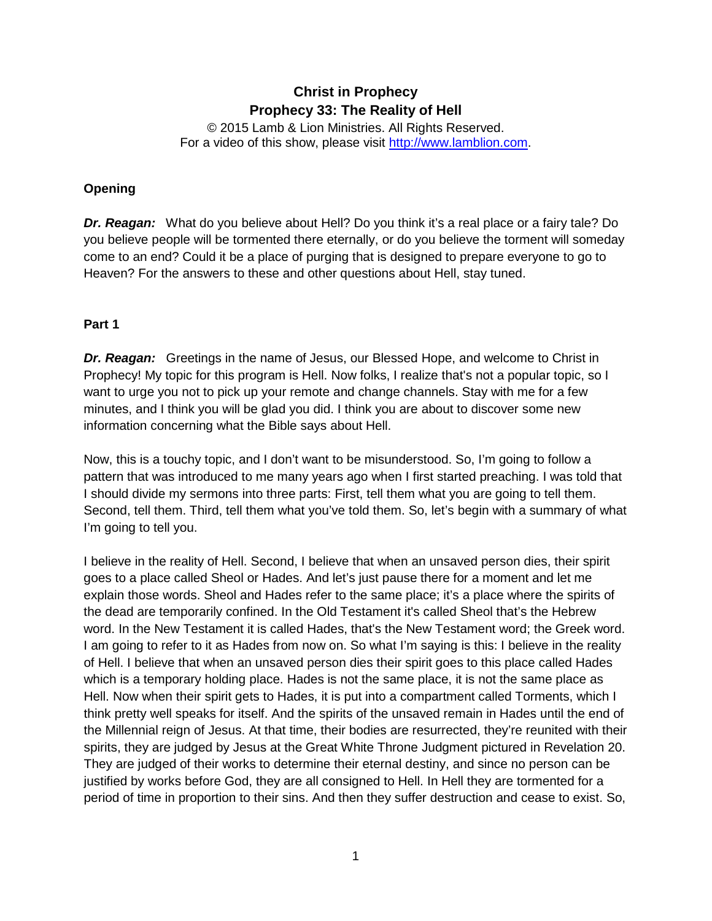# Christ in Prophecy
## Prophecy 33: The Reality of Hell

© 2015 Lamb & Lion Ministries. All Rights Reserved.
For a video of this show, please visit http://www.lamblion.com.

### Opening

***Dr. Reagan:*** What do you believe about Hell? Do you think it's a real place or a fairy tale? Do you believe people will be tormented there eternally, or do you believe the torment will someday come to an end? Could it be a place of purging that is designed to prepare everyone to go to Heaven? For the answers to these and other questions about Hell, stay tuned.

### Part 1

***Dr. Reagan:*** Greetings in the name of Jesus, our Blessed Hope, and welcome to Christ in Prophecy! My topic for this program is Hell. Now folks, I realize that's not a popular topic, so I want to urge you not to pick up your remote and change channels. Stay with me for a few minutes, and I think you will be glad you did. I think you are about to discover some new information concerning what the Bible says about Hell.

Now, this is a touchy topic, and I don't want to be misunderstood. So, I'm going to follow a pattern that was introduced to me many years ago when I first started preaching. I was told that I should divide my sermons into three parts: First, tell them what you are going to tell them. Second, tell them. Third, tell them what you've told them. So, let's begin with a summary of what I'm going to tell you.

I believe in the reality of Hell. Second, I believe that when an unsaved person dies, their spirit goes to a place called Sheol or Hades. And let's just pause there for a moment and let me explain those words. Sheol and Hades refer to the same place; it's a place where the spirits of the dead are temporarily confined. In the Old Testament it's called Sheol that's the Hebrew word. In the New Testament it is called Hades, that's the New Testament word; the Greek word. I am going to refer to it as Hades from now on. So what I'm saying is this: I believe in the reality of Hell. I believe that when an unsaved person dies their spirit goes to this place called Hades which is a temporary holding place. Hades is not the same place, it is not the same place as Hell. Now when their spirit gets to Hades, it is put into a compartment called Torments, which I think pretty well speaks for itself. And the spirits of the unsaved remain in Hades until the end of the Millennial reign of Jesus. At that time, their bodies are resurrected, they're reunited with their spirits, they are judged by Jesus at the Great White Throne Judgment pictured in Revelation 20. They are judged of their works to determine their eternal destiny, and since no person can be justified by works before God, they are all consigned to Hell. In Hell they are tormented for a period of time in proportion to their sins. And then they suffer destruction and cease to exist. So,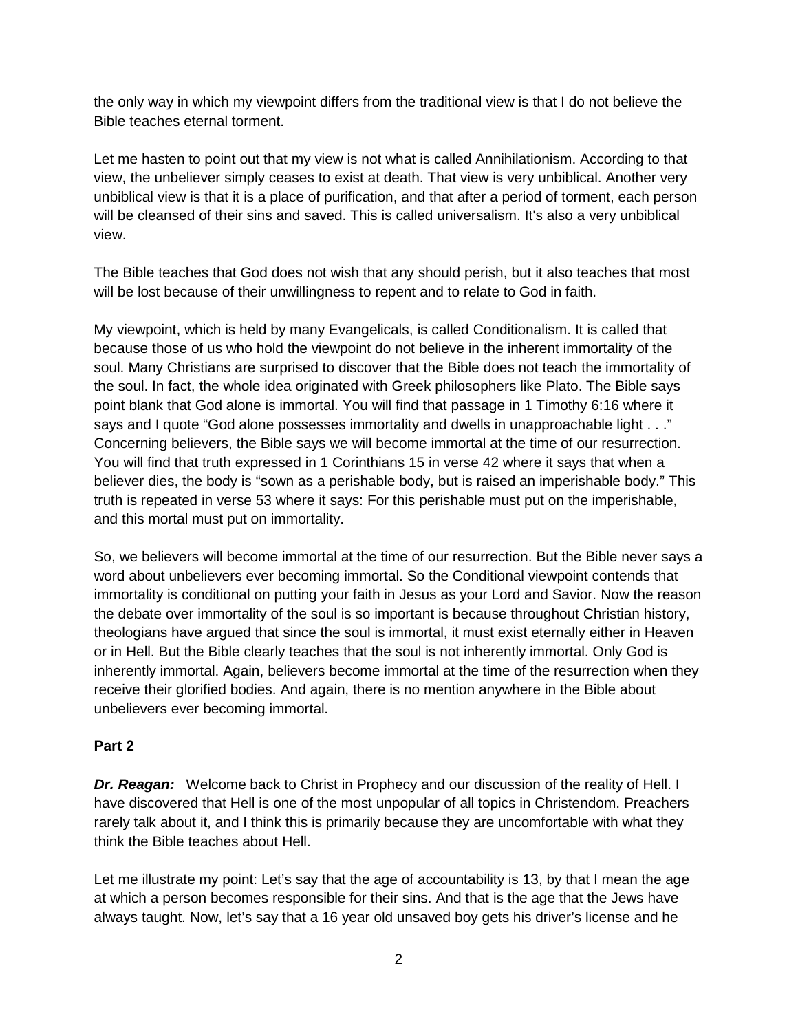the only way in which my viewpoint differs from the traditional view is that I do not believe the Bible teaches eternal torment.

Let me hasten to point out that my view is not what is called Annihilationism. According to that view, the unbeliever simply ceases to exist at death. That view is very unbiblical. Another very unbiblical view is that it is a place of purification, and that after a period of torment, each person will be cleansed of their sins and saved. This is called universalism. It's also a very unbiblical view.

The Bible teaches that God does not wish that any should perish, but it also teaches that most will be lost because of their unwillingness to repent and to relate to God in faith.

My viewpoint, which is held by many Evangelicals, is called Conditionalism. It is called that because those of us who hold the viewpoint do not believe in the inherent immortality of the soul. Many Christians are surprised to discover that the Bible does not teach the immortality of the soul. In fact, the whole idea originated with Greek philosophers like Plato. The Bible says point blank that God alone is immortal. You will find that passage in 1 Timothy 6:16 where it says and I quote "God alone possesses immortality and dwells in unapproachable light . . ." Concerning believers, the Bible says we will become immortal at the time of our resurrection. You will find that truth expressed in 1 Corinthians 15 in verse 42 where it says that when a believer dies, the body is "sown as a perishable body, but is raised an imperishable body." This truth is repeated in verse 53 where it says: For this perishable must put on the imperishable, and this mortal must put on immortality.

So, we believers will become immortal at the time of our resurrection. But the Bible never says a word about unbelievers ever becoming immortal. So the Conditional viewpoint contends that immortality is conditional on putting your faith in Jesus as your Lord and Savior. Now the reason the debate over immortality of the soul is so important is because throughout Christian history, theologians have argued that since the soul is immortal, it must exist eternally either in Heaven or in Hell. But the Bible clearly teaches that the soul is not inherently immortal. Only God is inherently immortal. Again, believers become immortal at the time of the resurrection when they receive their glorified bodies. And again, there is no mention anywhere in the Bible about unbelievers ever becoming immortal.

**Part 2**

***Dr. Reagan:*** Welcome back to Christ in Prophecy and our discussion of the reality of Hell. I have discovered that Hell is one of the most unpopular of all topics in Christendom. Preachers rarely talk about it, and I think this is primarily because they are uncomfortable with what they think the Bible teaches about Hell.

Let me illustrate my point: Let's say that the age of accountability is 13, by that I mean the age at which a person becomes responsible for their sins. And that is the age that the Jews have always taught. Now, let's say that a 16 year old unsaved boy gets his driver's license and he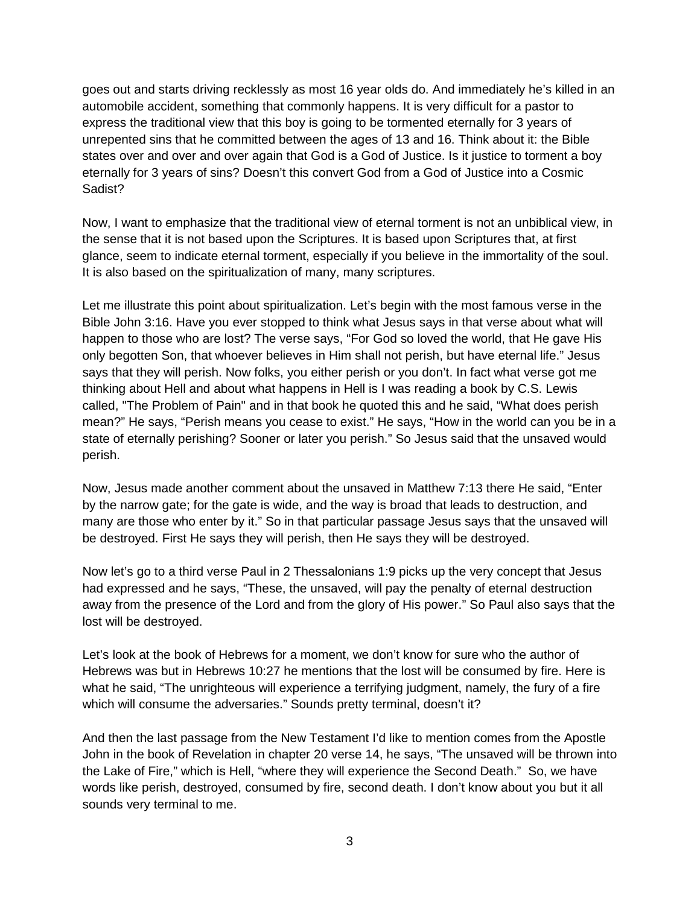goes out and starts driving recklessly as most 16 year olds do. And immediately he's killed in an automobile accident, something that commonly happens. It is very difficult for a pastor to express the traditional view that this boy is going to be tormented eternally for 3 years of unrepented sins that he committed between the ages of 13 and 16. Think about it: the Bible states over and over and over again that God is a God of Justice. Is it justice to torment a boy eternally for 3 years of sins? Doesn't this convert God from a God of Justice into a Cosmic Sadist?

Now, I want to emphasize that the traditional view of eternal torment is not an unbiblical view, in the sense that it is not based upon the Scriptures. It is based upon Scriptures that, at first glance, seem to indicate eternal torment, especially if you believe in the immortality of the soul. It is also based on the spiritualization of many, many scriptures.

Let me illustrate this point about spiritualization. Let's begin with the most famous verse in the Bible John 3:16. Have you ever stopped to think what Jesus says in that verse about what will happen to those who are lost? The verse says, "For God so loved the world, that He gave His only begotten Son, that whoever believes in Him shall not perish, but have eternal life." Jesus says that they will perish. Now folks, you either perish or you don't. In fact what verse got me thinking about Hell and about what happens in Hell is I was reading a book by C.S. Lewis called, "The Problem of Pain" and in that book he quoted this and he said, "What does perish mean?" He says, "Perish means you cease to exist." He says, "How in the world can you be in a state of eternally perishing? Sooner or later you perish." So Jesus said that the unsaved would perish.

Now, Jesus made another comment about the unsaved in Matthew 7:13 there He said, "Enter by the narrow gate; for the gate is wide, and the way is broad that leads to destruction, and many are those who enter by it." So in that particular passage Jesus says that the unsaved will be destroyed. First He says they will perish, then He says they will be destroyed.

Now let's go to a third verse Paul in 2 Thessalonians 1:9 picks up the very concept that Jesus had expressed and he says, "These, the unsaved, will pay the penalty of eternal destruction away from the presence of the Lord and from the glory of His power." So Paul also says that the lost will be destroyed.

Let's look at the book of Hebrews for a moment, we don't know for sure who the author of Hebrews was but in Hebrews 10:27 he mentions that the lost will be consumed by fire. Here is what he said, "The unrighteous will experience a terrifying judgment, namely, the fury of a fire which will consume the adversaries." Sounds pretty terminal, doesn't it?

And then the last passage from the New Testament I'd like to mention comes from the Apostle John in the book of Revelation in chapter 20 verse 14, he says, "The unsaved will be thrown into the Lake of Fire," which is Hell, "where they will experience the Second Death." So, we have words like perish, destroyed, consumed by fire, second death. I don't know about you but it all sounds very terminal to me.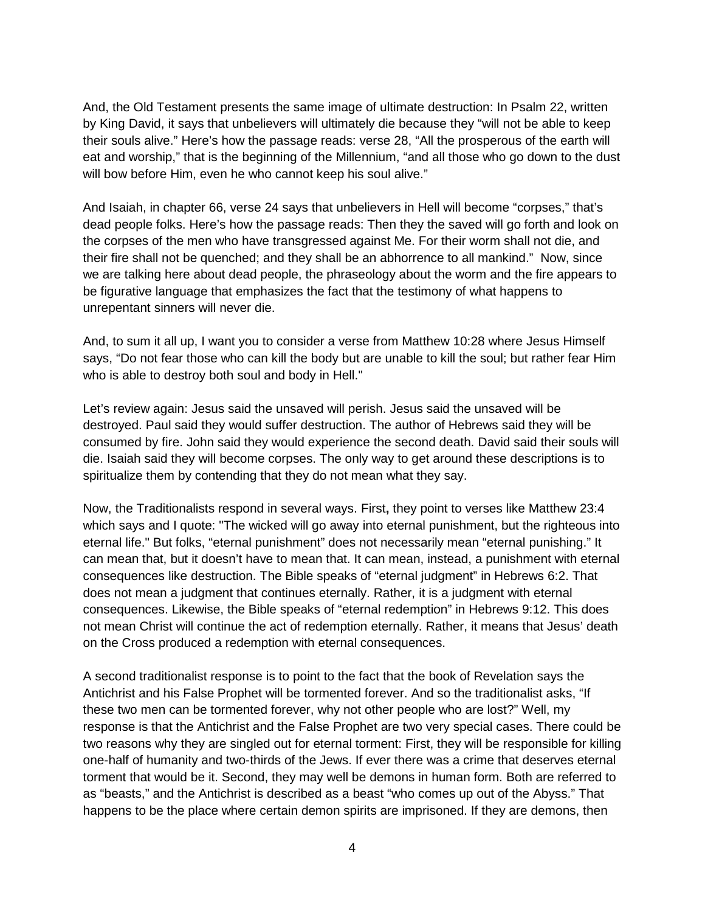And, the Old Testament presents the same image of ultimate destruction: In Psalm 22, written by King David, it says that unbelievers will ultimately die because they "will not be able to keep their souls alive." Here's how the passage reads: verse 28, "All the prosperous of the earth will eat and worship," that is the beginning of the Millennium, "and all those who go down to the dust will bow before Him, even he who cannot keep his soul alive."

And Isaiah, in chapter 66, verse 24 says that unbelievers in Hell will become "corpses," that's dead people folks. Here's how the passage reads: Then they the saved will go forth and look on the corpses of the men who have transgressed against Me. For their worm shall not die, and their fire shall not be quenched; and they shall be an abhorrence to all mankind." Now, since we are talking here about dead people, the phraseology about the worm and the fire appears to be figurative language that emphasizes the fact that the testimony of what happens to unrepentant sinners will never die.

And, to sum it all up, I want you to consider a verse from Matthew 10:28 where Jesus Himself says, "Do not fear those who can kill the body but are unable to kill the soul; but rather fear Him who is able to destroy both soul and body in Hell."

Let's review again: Jesus said the unsaved will perish. Jesus said the unsaved will be destroyed. Paul said they would suffer destruction. The author of Hebrews said they will be consumed by fire. John said they would experience the second death. David said their souls will die. Isaiah said they will become corpses. The only way to get around these descriptions is to spiritualize them by contending that they do not mean what they say.

Now, the Traditionalists respond in several ways. First**,** they point to verses like Matthew 23:4 which says and I quote: "The wicked will go away into eternal punishment, but the righteous into eternal life." But folks, "eternal punishment" does not necessarily mean "eternal punishing." It can mean that, but it doesn't have to mean that. It can mean, instead, a punishment with eternal consequences like destruction. The Bible speaks of "eternal judgment" in Hebrews 6:2. That does not mean a judgment that continues eternally. Rather, it is a judgment with eternal consequences. Likewise, the Bible speaks of "eternal redemption" in Hebrews 9:12. This does not mean Christ will continue the act of redemption eternally. Rather, it means that Jesus' death on the Cross produced a redemption with eternal consequences.

A second traditionalist response is to point to the fact that the book of Revelation says the Antichrist and his False Prophet will be tormented forever. And so the traditionalist asks, "If these two men can be tormented forever, why not other people who are lost?" Well, my response is that the Antichrist and the False Prophet are two very special cases. There could be two reasons why they are singled out for eternal torment: First, they will be responsible for killing one-half of humanity and two-thirds of the Jews. If ever there was a crime that deserves eternal torment that would be it. Second, they may well be demons in human form. Both are referred to as "beasts," and the Antichrist is described as a beast "who comes up out of the Abyss." That happens to be the place where certain demon spirits are imprisoned. If they are demons, then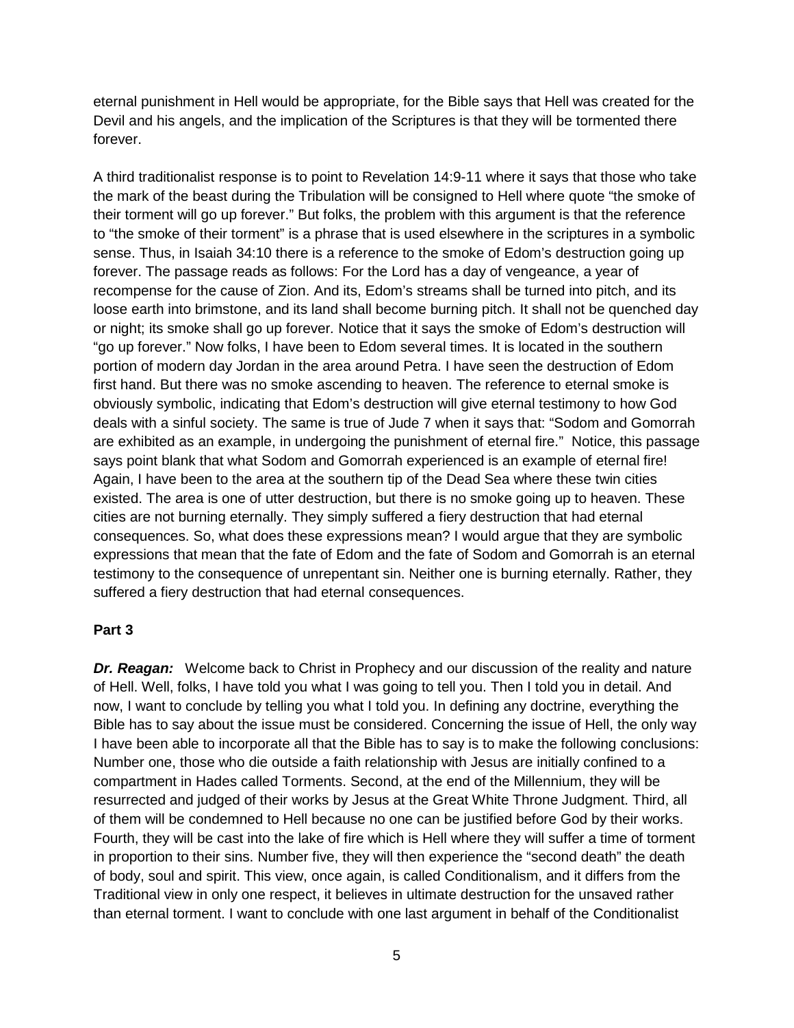eternal punishment in Hell would be appropriate, for the Bible says that Hell was created for the Devil and his angels, and the implication of the Scriptures is that they will be tormented there forever.

A third traditionalist response is to point to Revelation 14:9-11 where it says that those who take the mark of the beast during the Tribulation will be consigned to Hell where quote "the smoke of their torment will go up forever." But folks, the problem with this argument is that the reference to "the smoke of their torment" is a phrase that is used elsewhere in the scriptures in a symbolic sense. Thus, in Isaiah 34:10 there is a reference to the smoke of Edom's destruction going up forever. The passage reads as follows: For the Lord has a day of vengeance, a year of recompense for the cause of Zion. And its, Edom's streams shall be turned into pitch, and its loose earth into brimstone, and its land shall become burning pitch. It shall not be quenched day or night; its smoke shall go up forever. Notice that it says the smoke of Edom's destruction will "go up forever." Now folks, I have been to Edom several times. It is located in the southern portion of modern day Jordan in the area around Petra. I have seen the destruction of Edom first hand. But there was no smoke ascending to heaven. The reference to eternal smoke is obviously symbolic, indicating that Edom's destruction will give eternal testimony to how God deals with a sinful society. The same is true of Jude 7 when it says that: "Sodom and Gomorrah are exhibited as an example, in undergoing the punishment of eternal fire." Notice, this passage says point blank that what Sodom and Gomorrah experienced is an example of eternal fire! Again, I have been to the area at the southern tip of the Dead Sea where these twin cities existed. The area is one of utter destruction, but there is no smoke going up to heaven. These cities are not burning eternally. They simply suffered a fiery destruction that had eternal consequences. So, what does these expressions mean? I would argue that they are symbolic expressions that mean that the fate of Edom and the fate of Sodom and Gomorrah is an eternal testimony to the consequence of unrepentant sin. Neither one is burning eternally. Rather, they suffered a fiery destruction that had eternal consequences.

**Part 3**

***Dr. Reagan:*** Welcome back to Christ in Prophecy and our discussion of the reality and nature of Hell. Well, folks, I have told you what I was going to tell you. Then I told you in detail. And now, I want to conclude by telling you what I told you. In defining any doctrine, everything the Bible has to say about the issue must be considered. Concerning the issue of Hell, the only way I have been able to incorporate all that the Bible has to say is to make the following conclusions: Number one, those who die outside a faith relationship with Jesus are initially confined to a compartment in Hades called Torments. Second, at the end of the Millennium, they will be resurrected and judged of their works by Jesus at the Great White Throne Judgment. Third, all of them will be condemned to Hell because no one can be justified before God by their works. Fourth, they will be cast into the lake of fire which is Hell where they will suffer a time of torment in proportion to their sins. Number five, they will then experience the "second death" the death of body, soul and spirit. This view, once again, is called Conditionalism, and it differs from the Traditional view in only one respect, it believes in ultimate destruction for the unsaved rather than eternal torment. I want to conclude with one last argument in behalf of the Conditionalist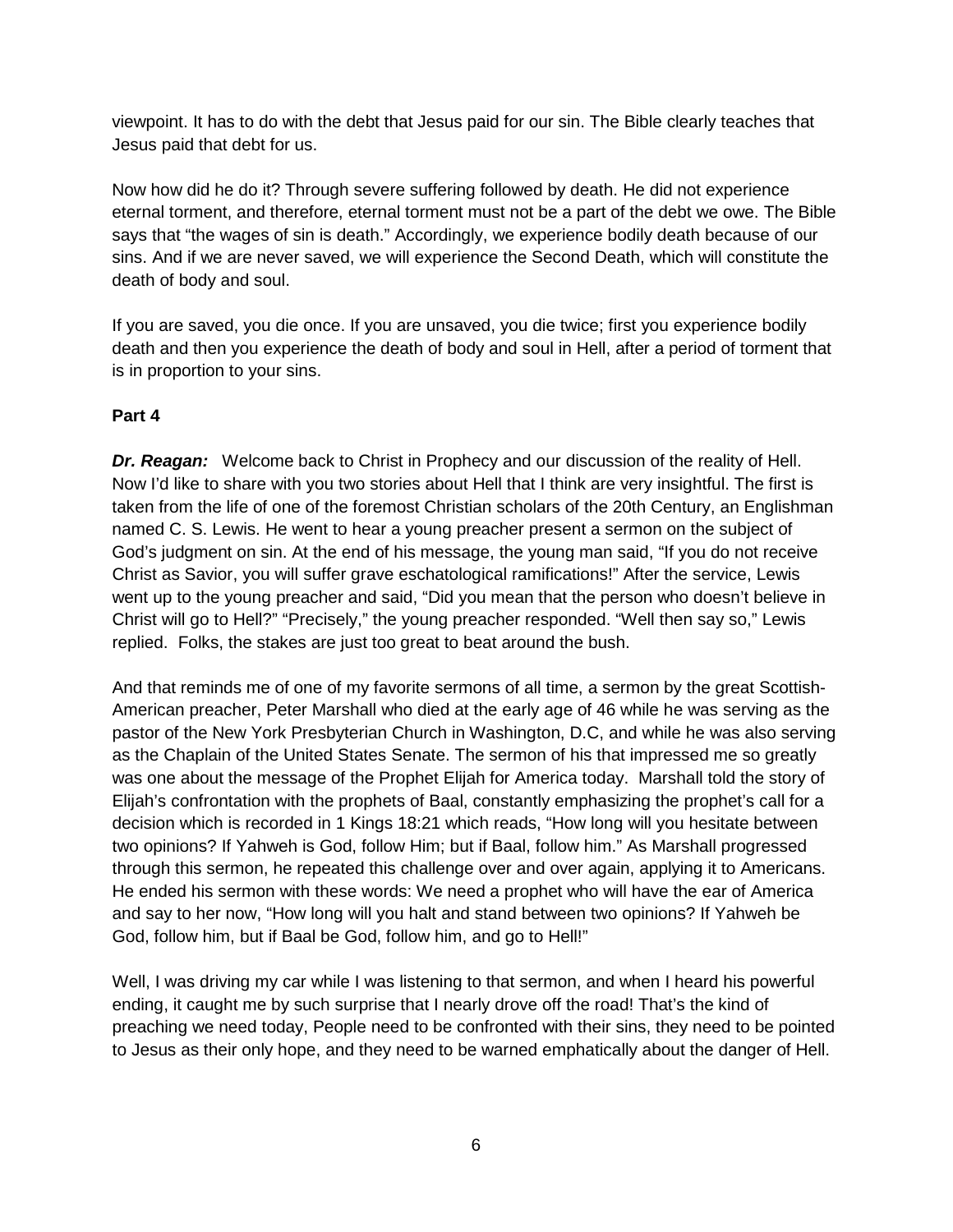viewpoint. It has to do with the debt that Jesus paid for our sin. The Bible clearly teaches that Jesus paid that debt for us.

Now how did he do it? Through severe suffering followed by death. He did not experience eternal torment, and therefore, eternal torment must not be a part of the debt we owe. The Bible says that "the wages of sin is death." Accordingly, we experience bodily death because of our sins. And if we are never saved, we will experience the Second Death, which will constitute the death of body and soul.

If you are saved, you die once. If you are unsaved, you die twice; first you experience bodily death and then you experience the death of body and soul in Hell, after a period of torment that is in proportion to your sins.

**Part 4**

***Dr. Reagan:*** Welcome back to Christ in Prophecy and our discussion of the reality of Hell. Now I'd like to share with you two stories about Hell that I think are very insightful. The first is taken from the life of one of the foremost Christian scholars of the 20th Century, an Englishman named C. S. Lewis. He went to hear a young preacher present a sermon on the subject of God's judgment on sin. At the end of his message, the young man said, "If you do not receive Christ as Savior, you will suffer grave eschatological ramifications!" After the service, Lewis went up to the young preacher and said, "Did you mean that the person who doesn't believe in Christ will go to Hell?" "Precisely," the young preacher responded. "Well then say so," Lewis replied. Folks, the stakes are just too great to beat around the bush.

And that reminds me of one of my favorite sermons of all time, a sermon by the great Scottish-American preacher, Peter Marshall who died at the early age of 46 while he was serving as the pastor of the New York Presbyterian Church in Washington, D.C, and while he was also serving as the Chaplain of the United States Senate. The sermon of his that impressed me so greatly was one about the message of the Prophet Elijah for America today. Marshall told the story of Elijah's confrontation with the prophets of Baal, constantly emphasizing the prophet's call for a decision which is recorded in 1 Kings 18:21 which reads, "How long will you hesitate between two opinions? If Yahweh is God, follow Him; but if Baal, follow him." As Marshall progressed through this sermon, he repeated this challenge over and over again, applying it to Americans. He ended his sermon with these words: We need a prophet who will have the ear of America and say to her now, "How long will you halt and stand between two opinions? If Yahweh be God, follow him, but if Baal be God, follow him, and go to Hell!"

Well, I was driving my car while I was listening to that sermon, and when I heard his powerful ending, it caught me by such surprise that I nearly drove off the road! That's the kind of preaching we need today, People need to be confronted with their sins, they need to be pointed to Jesus as their only hope, and they need to be warned emphatically about the danger of Hell.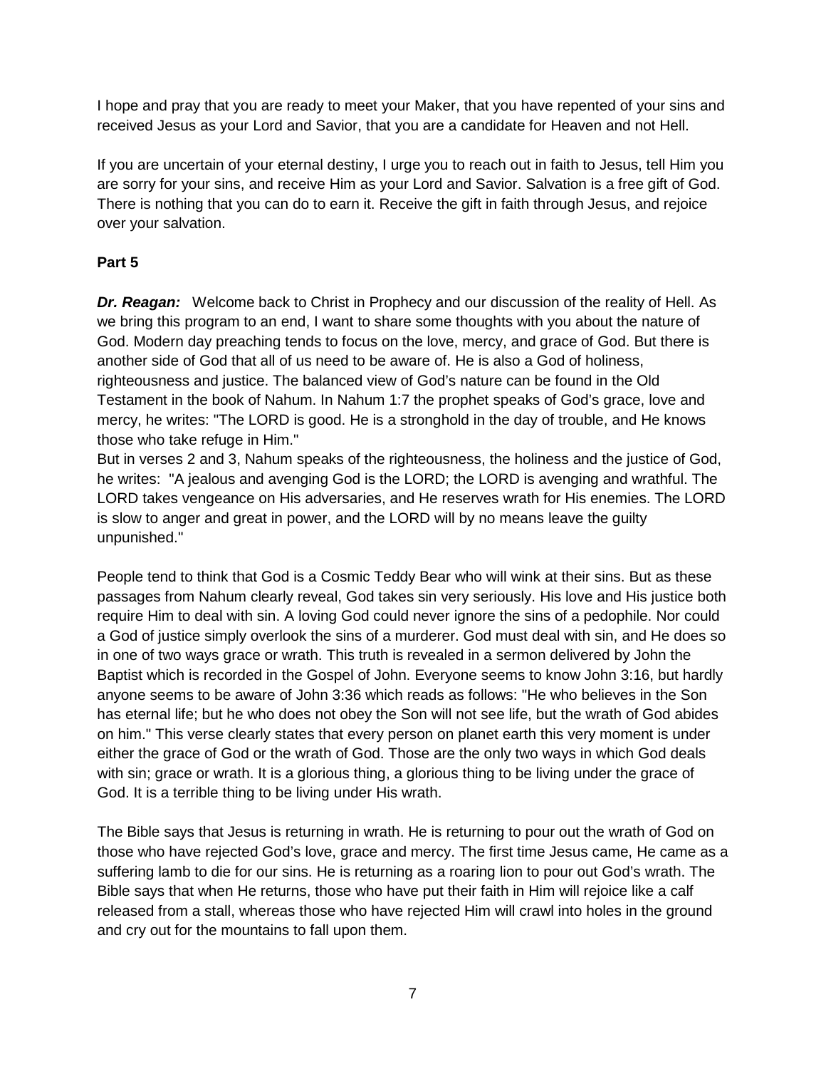I hope and pray that you are ready to meet your Maker, that you have repented of your sins and received Jesus as your Lord and Savior, that you are a candidate for Heaven and not Hell.

If you are uncertain of your eternal destiny, I urge you to reach out in faith to Jesus, tell Him you are sorry for your sins, and receive Him as your Lord and Savior. Salvation is a free gift of God. There is nothing that you can do to earn it. Receive the gift in faith through Jesus, and rejoice over your salvation.

**Part 5**

***Dr. Reagan:*** Welcome back to Christ in Prophecy and our discussion of the reality of Hell. As we bring this program to an end, I want to share some thoughts with you about the nature of God. Modern day preaching tends to focus on the love, mercy, and grace of God. But there is another side of God that all of us need to be aware of. He is also a God of holiness, righteousness and justice. The balanced view of God's nature can be found in the Old Testament in the book of Nahum. In Nahum 1:7 the prophet speaks of God's grace, love and mercy, he writes: "The LORD is good. He is a stronghold in the day of trouble, and He knows those who take refuge in Him."
But in verses 2 and 3, Nahum speaks of the righteousness, the holiness and the justice of God, he writes: "A jealous and avenging God is the LORD; the LORD is avenging and wrathful. The LORD takes vengeance on His adversaries, and He reserves wrath for His enemies. The LORD is slow to anger and great in power, and the LORD will by no means leave the guilty unpunished."

People tend to think that God is a Cosmic Teddy Bear who will wink at their sins. But as these passages from Nahum clearly reveal, God takes sin very seriously. His love and His justice both require Him to deal with sin. A loving God could never ignore the sins of a pedophile. Nor could a God of justice simply overlook the sins of a murderer. God must deal with sin, and He does so in one of two ways grace or wrath. This truth is revealed in a sermon delivered by John the Baptist which is recorded in the Gospel of John. Everyone seems to know John 3:16, but hardly anyone seems to be aware of John 3:36 which reads as follows: "He who believes in the Son has eternal life; but he who does not obey the Son will not see life, but the wrath of God abides on him." This verse clearly states that every person on planet earth this very moment is under either the grace of God or the wrath of God. Those are the only two ways in which God deals with sin; grace or wrath. It is a glorious thing, a glorious thing to be living under the grace of God. It is a terrible thing to be living under His wrath.

The Bible says that Jesus is returning in wrath. He is returning to pour out the wrath of God on those who have rejected God's love, grace and mercy. The first time Jesus came, He came as a suffering lamb to die for our sins. He is returning as a roaring lion to pour out God's wrath. The Bible says that when He returns, those who have put their faith in Him will rejoice like a calf released from a stall, whereas those who have rejected Him will crawl into holes in the ground and cry out for the mountains to fall upon them.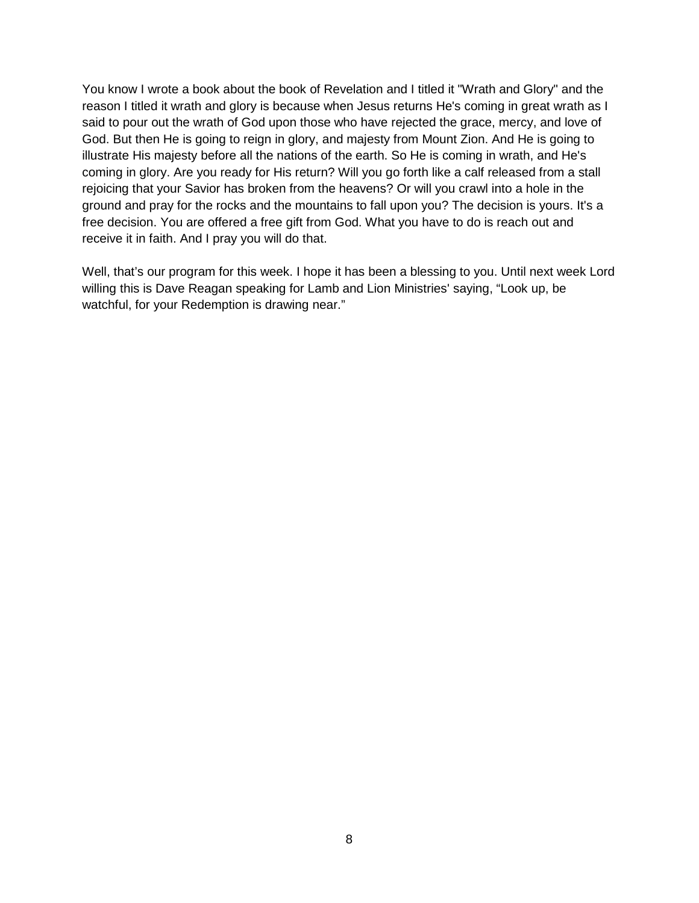You know I wrote a book about the book of Revelation and I titled it "Wrath and Glory" and the reason I titled it wrath and glory is because when Jesus returns He's coming in great wrath as I said to pour out the wrath of God upon those who have rejected the grace, mercy, and love of God. But then He is going to reign in glory, and majesty from Mount Zion. And He is going to illustrate His majesty before all the nations of the earth. So He is coming in wrath, and He's coming in glory. Are you ready for His return? Will you go forth like a calf released from a stall rejoicing that your Savior has broken from the heavens? Or will you crawl into a hole in the ground and pray for the rocks and the mountains to fall upon you? The decision is yours. It's a free decision. You are offered a free gift from God. What you have to do is reach out and receive it in faith. And I pray you will do that.

Well, that's our program for this week. I hope it has been a blessing to you. Until next week Lord willing this is Dave Reagan speaking for Lamb and Lion Ministries' saying, "Look up, be watchful, for your Redemption is drawing near."